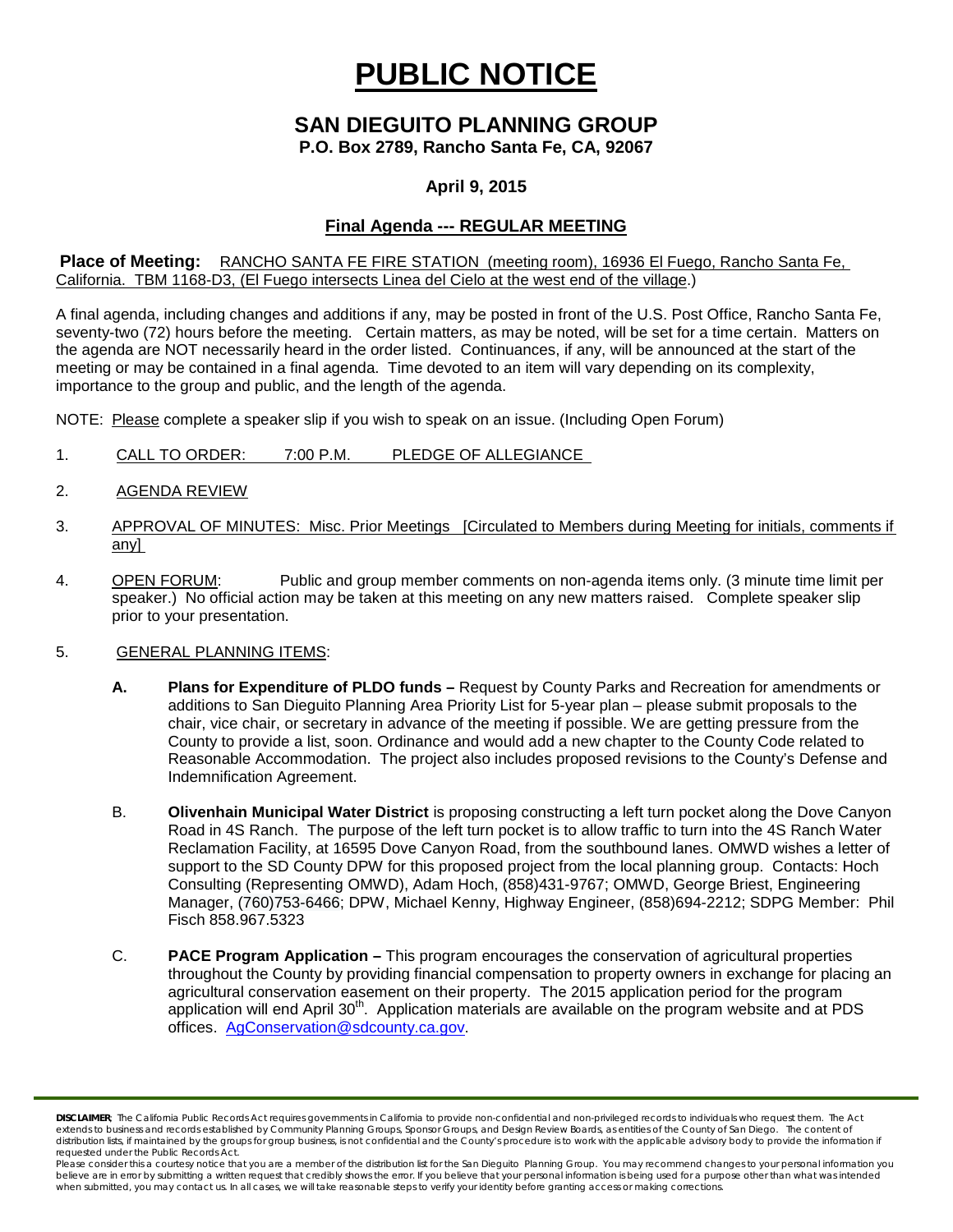# PUBLIC NOTICE

## SAN DIEGUITO PLANNING GROUP

**P.O. Box 2789, Rancho Santa Fe, CA, 92067**

**April 9, 2015**

**Final Agenda --- REGULAR MEETING**

**Place of Meeting:** RANCHO SANTA FE FIRE STATION (meeting room), 16936 El Fuego, Rancho Santa Fe, California. TBM 1168-D3, (El Fuego intersects Linea del Cielo at the west end of the village.)

A final agenda, including changes and additions if any, may be posted in front of the U.S. Post Office, Rancho Santa Fe, seventy-two (72) hours before the meeting. Certain matters, as may be noted, will be set for a time certain. Matters on the agenda are NOT necessarily heard in the order listed. Continuances, if any, will be announced at the start of the meeting or may be contained in a final agenda. Time devoted to an item will vary depending on its complexity, importance to the group and public, and the length of the agenda.

NOTE: Please complete a speaker slip if you wish to speak on an issue. (Including Open Forum)

1. CALL TO ORDER: 7:00 P.M. PLEDGE OF ALLEGIANCE
2. AGENDA REVIEW
3. APPROVAL OF MINUTES: Misc. Prior Meetings [Circulated to Members during Meeting for initials, comments if any]
4. OPEN FORUM: Public and group member comments on non-agenda items only. (3 minute time limit per speaker.) No official action may be taken at this meeting on any new matters raised. Complete speaker slip prior to your presentation.
5. GENERAL PLANNING ITEMS:

   **A.** **Plans for Expenditure of PLDO funds –** Request by County Parks and Recreation for amendments or additions to San Dieguito Planning Area Priority List for 5-year plan – please submit proposals to the chair, vice chair, or secretary in advance of the meeting if possible. We are getting pressure from the County to provide a list, soon. Ordinance and would add a new chapter to the County Code related to Reasonable Accommodation. The project also includes proposed revisions to the County's Defense and Indemnification Agreement.

   B. **Olivenhain Municipal Water District** is proposing constructing a left turn pocket along the Dove Canyon Road in 4S Ranch. The purpose of the left turn pocket is to allow traffic to turn into the 4S Ranch Water Reclamation Facility, at 16595 Dove Canyon Road, from the southbound lanes. OMWD wishes a letter of support to the SD County DPW for this proposed project from the local planning group. Contacts: Hoch Consulting (Representing OMWD), Adam Hoch, (858)431-9767; OMWD, George Briest, Engineering Manager, (760)753-6466; DPW, Michael Kenny, Highway Engineer, (858)694-2212; SDPG Member: Phil Fisch 858.967.5323

   C. **PACE Program Application –** This program encourages the conservation of agricultural properties throughout the County by providing financial compensation to property owners in exchange for placing an agricultural conservation easement on their property. The 2015 application period for the program application will end April 30th. Application materials are available on the program website and at PDS offices. AgConservation@sdcounty.ca.gov.

**DISCLAIMER**; The California Public Records Act requires governments in California to provide non-confidential and non-privileged records to individuals who request them. The Act extends to business and records established by Community Planning Groups, Sponsor Groups, and Design Review Boards, as entities of the County of San Diego. The content of distribution lists, if maintained by the groups for group business, is not confidential and the County's procedure is to work with the applicable advisory body to provide the information if requested under the Public Records Act.

Please consider this a courtesy notice that you are a member of the distribution list for the San Dieguito Planning Group. You may recommend changes to your personal information you believe are in error by submitting a written request that credibly shows the error. If you believe that your personal information is being used for a purpose other than what was intended when submitted, you may contact us. In all cases, we will take reasonable steps to verify your identity before granting access or making corrections.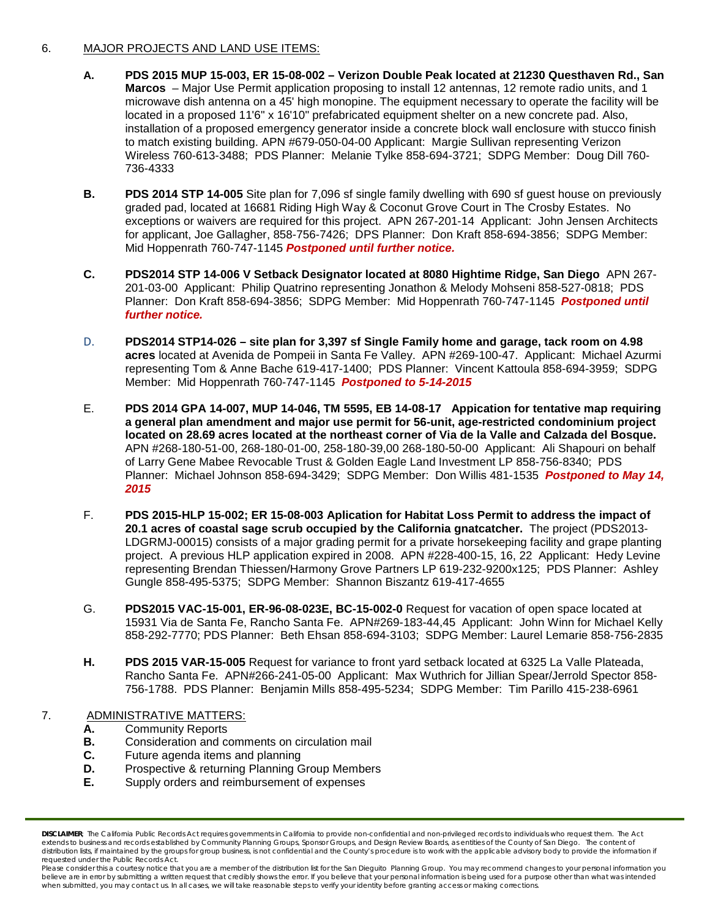6. MAJOR PROJECTS AND LAND USE ITEMS:

**A. PDS 2015 MUP 15-003, ER 15-08-002 – Verizon Double Peak located at 21230 Questhaven Rd., San Marcos** – Major Use Permit application proposing to install 12 antennas, 12 remote radio units, and 1 microwave dish antenna on a 45' high monopine. The equipment necessary to operate the facility will be located in a proposed 11'6" x 16'10" prefabricated equipment shelter on a new concrete pad. Also, installation of a proposed emergency generator inside a concrete block wall enclosure with stucco finish to match existing building. APN #679-050-04-00 Applicant: Margie Sullivan representing Verizon Wireless 760-613-3488; PDS Planner: Melanie Tylke 858-694-3721; SDPG Member: Doug Dill 760-736-4333

**B. PDS 2014 STP 14-005** Site plan for 7,096 sf single family dwelling with 690 sf guest house on previously graded pad, located at 16681 Riding High Way & Coconut Grove Court in The Crosby Estates. No exceptions or waivers are required for this project. APN 267-201-14 Applicant: John Jensen Architects for applicant, Joe Gallagher, 858-756-7426; DPS Planner: Don Kraft 858-694-3856; SDPG Member: Mid Hoppenrath 760-747-1145 ***Postponed until further notice.***

**C. PDS2014 STP 14-006 V Setback Designator located at 8080 Hightime Ridge, San Diego** APN 267-201-03-00 Applicant: Philip Quatrino representing Jonathon & Melody Mohseni 858-527-0818; PDS Planner: Don Kraft 858-694-3856; SDPG Member: Mid Hoppenrath 760-747-1145 ***Postponed until further notice.***

D. **PDS2014 STP14-026 – site plan for 3,397 sf Single Family home and garage, tack room on 4.98 acres** located at Avenida de Pompeii in Santa Fe Valley. APN #269-100-47. Applicant: Michael Azurmi representing Tom & Anne Bache 619-417-1400; PDS Planner: Vincent Kattoula 858-694-3959; SDPG Member: Mid Hoppenrath 760-747-1145 ***Postponed to 5-14-2015***

E. **PDS 2014 GPA 14-007, MUP 14-046, TM 5595, EB 14-08-17 Appication for tentative map requiring a general plan amendment and major use permit for 56-unit, age-restricted condominium project located on 28.69 acres located at the northeast corner of Via de la Valle and Calzada del Bosque.** APN #268-180-51-00, 268-180-01-00, 258-180-39,00 268-180-50-00 Applicant: Ali Shapouri on behalf of Larry Gene Mabee Revocable Trust & Golden Eagle Land Investment LP 858-756-8340; PDS Planner: Michael Johnson 858-694-3429; SDPG Member: Don Willis 481-1535 ***Postponed to May 14, 2015***

F. **PDS 2015-HLP 15-002; ER 15-08-003 Aplication for Habitat Loss Permit to address the impact of 20.1 acres of coastal sage scrub occupied by the California gnatcatcher.** The project (PDS2013-LDGRMJ-00015) consists of a major grading permit for a private horsekeeping facility and grape planting project. A previous HLP application expired in 2008. APN #228-400-15, 16, 22 Applicant: Hedy Levine representing Brendan Thiessen/Harmony Grove Partners LP 619-232-9200x125; PDS Planner: Ashley Gungle 858-495-5375; SDPG Member: Shannon Biszantz 619-417-4655

G. **PDS2015 VAC-15-001, ER-96-08-023E, BC-15-002-0** Request for vacation of open space located at 15931 Via de Santa Fe, Rancho Santa Fe. APN#269-183-44,45 Applicant: John Winn for Michael Kelly 858-292-7770; PDS Planner: Beth Ehsan 858-694-3103; SDPG Member: Laurel Lemarie 858-756-2835

**H. PDS 2015 VAR-15-005** Request for variance to front yard setback located at 6325 La Valle Plateada, Rancho Santa Fe. APN#266-241-05-00 Applicant: Max Wuthrich for Jillian Spear/Jerrold Spector 858-756-1788. PDS Planner: Benjamin Mills 858-495-5234; SDPG Member: Tim Parillo 415-238-6961

7. ADMINISTRATIVE MATTERS:

**A.** Community Reports
**B.** Consideration and comments on circulation mail
**C.** Future agenda items and planning
**D.** Prospective & returning Planning Group Members
**E.** Supply orders and reimbursement of expenses

---

**DISCLAIMER**: The California Public Records Act requires governments in California to provide non-confidential and non-privileged records to individuals who request them. The Act extends to business and records established by Community Planning Groups, Sponsor Groups, and Design Review Boards, as entities of the County of San Diego. The content of distribution lists, if maintained by the groups for group business, is not confidential and the County's procedure is to work with the applicable advisory body to provide the information if requested under the Public Records Act.

Please consider this a courtesy notice that you are a member of the distribution list for the San Dieguito Planning Group. You may recommend changes to your personal information you believe are in error by submitting a written request that credibly shows the error. If you believe that your personal information is being used for a purpose other than what was intended when submitted, you may contact us. In all cases, we will take reasonable steps to verify your identity before granting access or making corrections.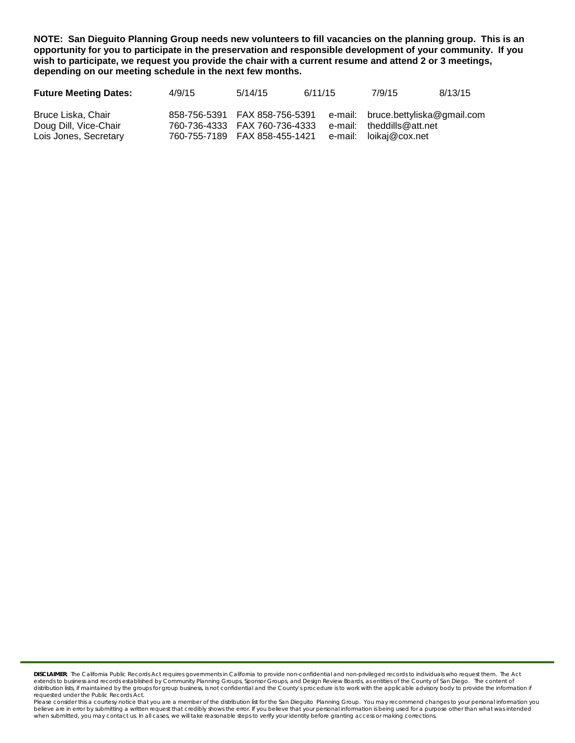**NOTE: San Dieguito Planning Group needs new volunteers to fill vacancies on the planning group. This is an opportunity for you to participate in the preservation and responsible development of your community. If you wish to participate, we request you provide the chair with a current resume and attend 2 or 3 meetings, depending on our meeting schedule in the next few months.**

| | | | | | |
|---|---|---|---|---|---|
| **Future Meeting Dates:** | 4/9/15 | 5/14/15 | 6/11/15 | 7/9/15 | 8/13/15 |

| | | | |
|---|---|---|---|
| Bruce Liska, Chair | 858-756-5391 | FAX 858-756-5391 | e-mail: bruce.bettyliska@gmail.com |
| Doug Dill, Vice-Chair | 760-736-4333 | FAX 760-736-4333 | e-mail: theddills@att.net |
| Lois Jones, Secretary | 760-755-7189 | FAX 858-455-1421 | e-mail: loikaj@cox.net |

**DISCLAIMER**; The California Public Records Act requires governments in California to provide non-confidential and non-privileged records to individuals who request them. The Act extends to business and records established by Community Planning Groups, Sponsor Groups, and Design Review Boards, as entities of the County of San Diego. The content of distribution lists, if maintained by the groups for group business, is not confidential and the County's procedure is to work with the applicable advisory body to provide the information if requested under the Public Records Act.

Please consider this a courtesy notice that you are a member of the distribution list for the San Dieguito Planning Group. You may recommend changes to your personal information you believe are in error by submitting a written request that credibly shows the error. If you believe that your personal information is being used for a purpose other than what was intended when submitted, you may contact us. In all cases, we will take reasonable steps to verify your identity before granting access or making corrections.